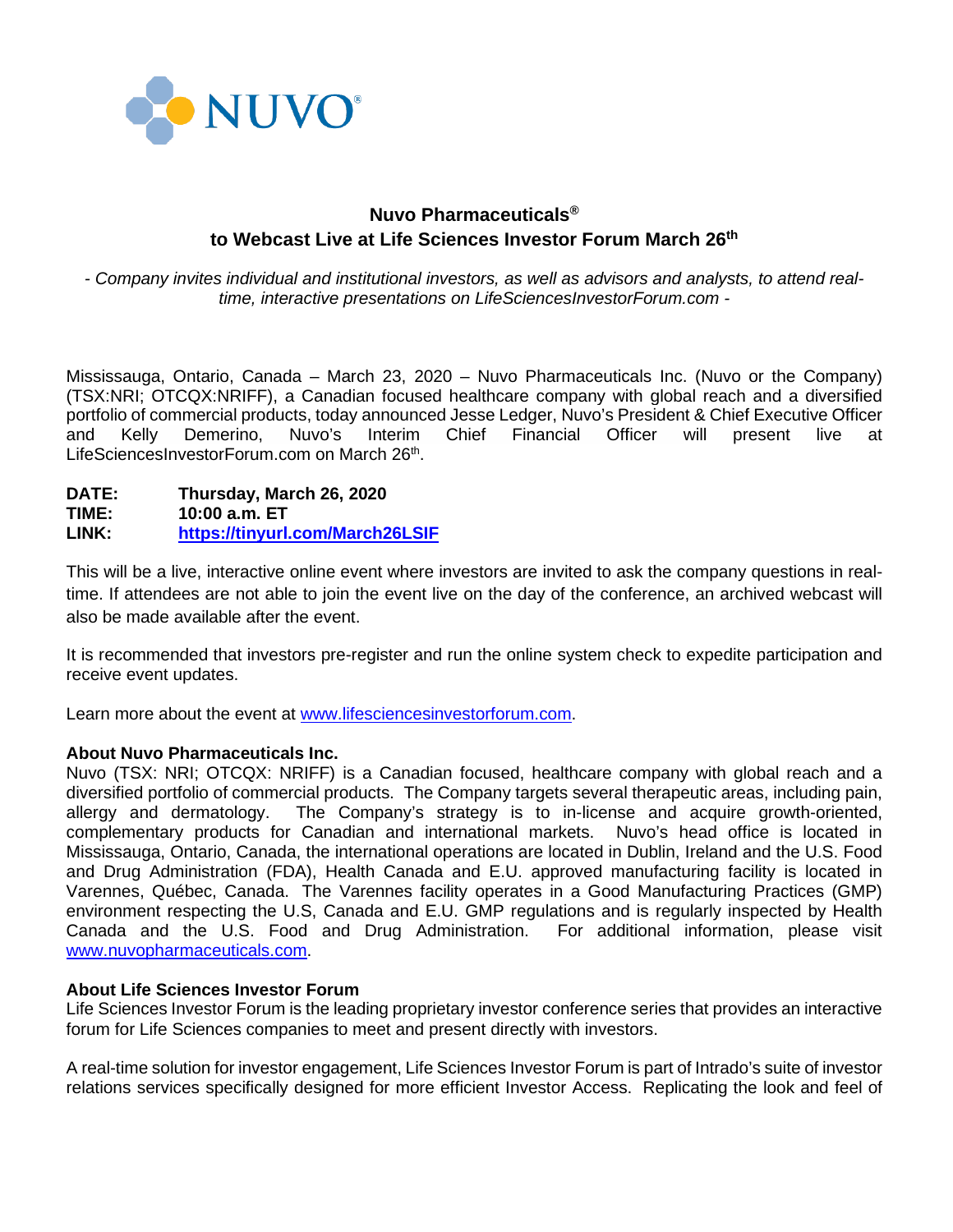NUVO®

# Nuvo Pharmaceuticals® to Webcast Live at Life Sciences Investor Forum March 26th

*- Company invites individual and institutional investors, as well as advisors and analysts, to attend real-time, interactive presentations on LifeSciencesInvestorForum.com -*

Mississauga, Ontario, Canada – March 23, 2020 – Nuvo Pharmaceuticals Inc. (Nuvo or the Company) (TSX:NRI; OTCQX:NRIFF), a Canadian focused healthcare company with global reach and a diversified portfolio of commercial products, today announced Jesse Ledger, Nuvo's President & Chief Executive Officer and Kelly Demerino, Nuvo's Interim Chief Financial Officer will present live at LifeSciencesInvestorForum.com on March 26th.

**DATE:** **Thursday, March 26, 2020**
**TIME:** **10:00 a.m. ET**
**LINK:** **https://tinyurl.com/March26LSIF**

This will be a live, interactive online event where investors are invited to ask the company questions in real-time. If attendees are not able to join the event live on the day of the conference, an archived webcast will also be made available after the event.

It is recommended that investors pre-register and run the online system check to expedite participation and receive event updates.

Learn more about the event at www.lifesciencesinvestorforum.com.

**About Nuvo Pharmaceuticals Inc.**
Nuvo (TSX: NRI; OTCQX: NRIFF) is a Canadian focused, healthcare company with global reach and a diversified portfolio of commercial products. The Company targets several therapeutic areas, including pain, allergy and dermatology. The Company's strategy is to in-license and acquire growth-oriented, complementary products for Canadian and international markets. Nuvo's head office is located in Mississauga, Ontario, Canada, the international operations are located in Dublin, Ireland and the U.S. Food and Drug Administration (FDA), Health Canada and E.U. approved manufacturing facility is located in Varennes, Québec, Canada. The Varennes facility operates in a Good Manufacturing Practices (GMP) environment respecting the U.S, Canada and E.U. GMP regulations and is regularly inspected by Health Canada and the U.S. Food and Drug Administration. For additional information, please visit www.nuvopharmaceuticals.com.

**About Life Sciences Investor Forum**
Life Sciences Investor Forum is the leading proprietary investor conference series that provides an interactive forum for Life Sciences companies to meet and present directly with investors.

A real-time solution for investor engagement, Life Sciences Investor Forum is part of Intrado's suite of investor relations services specifically designed for more efficient Investor Access. Replicating the look and feel of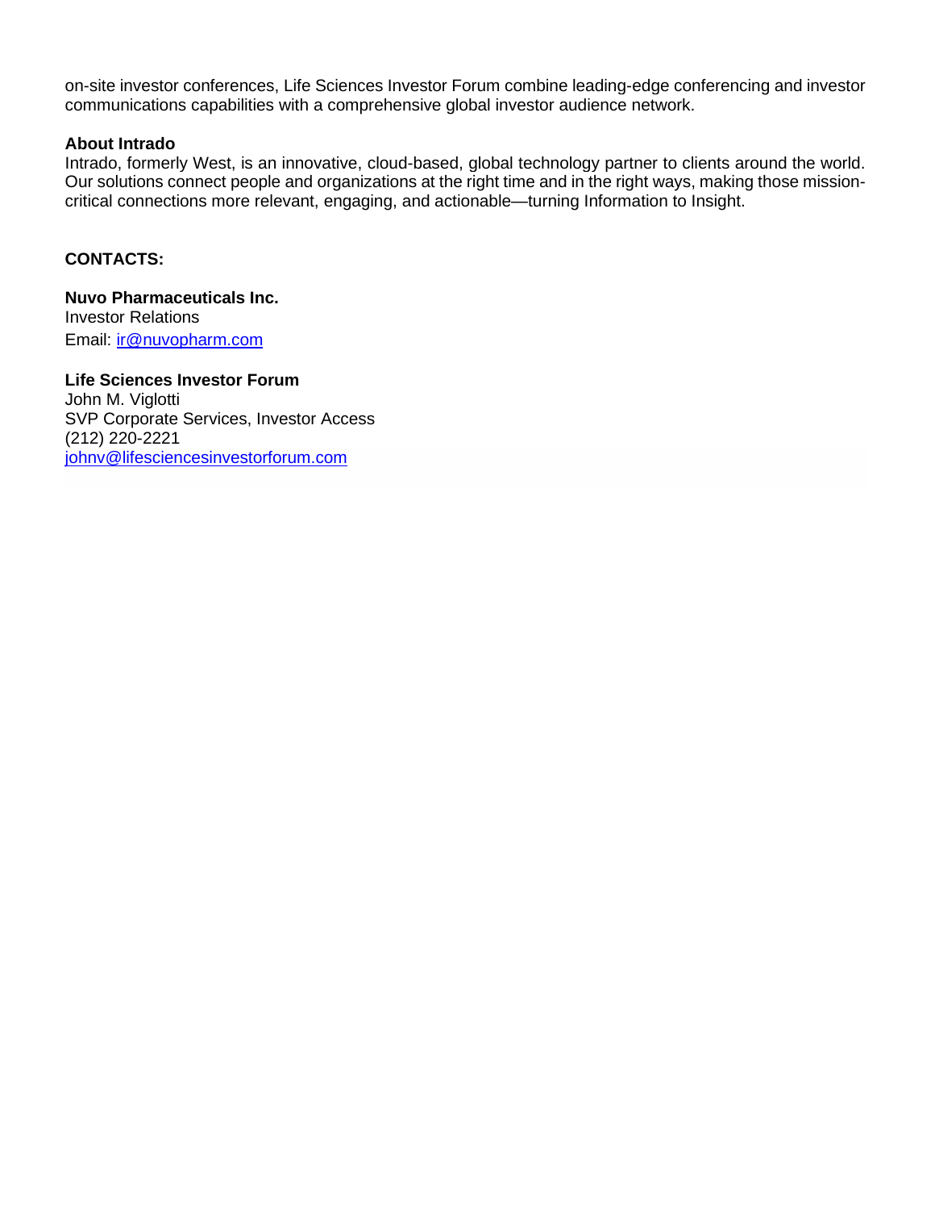on-site investor conferences, Life Sciences Investor Forum combine leading-edge conferencing and investor communications capabilities with a comprehensive global investor audience network.

**About Intrado**

Intrado, formerly West, is an innovative, cloud-based, global technology partner to clients around the world. Our solutions connect people and organizations at the right time and in the right ways, making those mission-critical connections more relevant, engaging, and actionable—turning Information to Insight.

**CONTACTS:**

**Nuvo Pharmaceuticals Inc.**
Investor Relations
Email: ir@nuvopharm.com

**Life Sciences Investor Forum**
John M. Viglotti
SVP Corporate Services, Investor Access
(212) 220-2221
johnv@lifesciencesinvestorforum.com